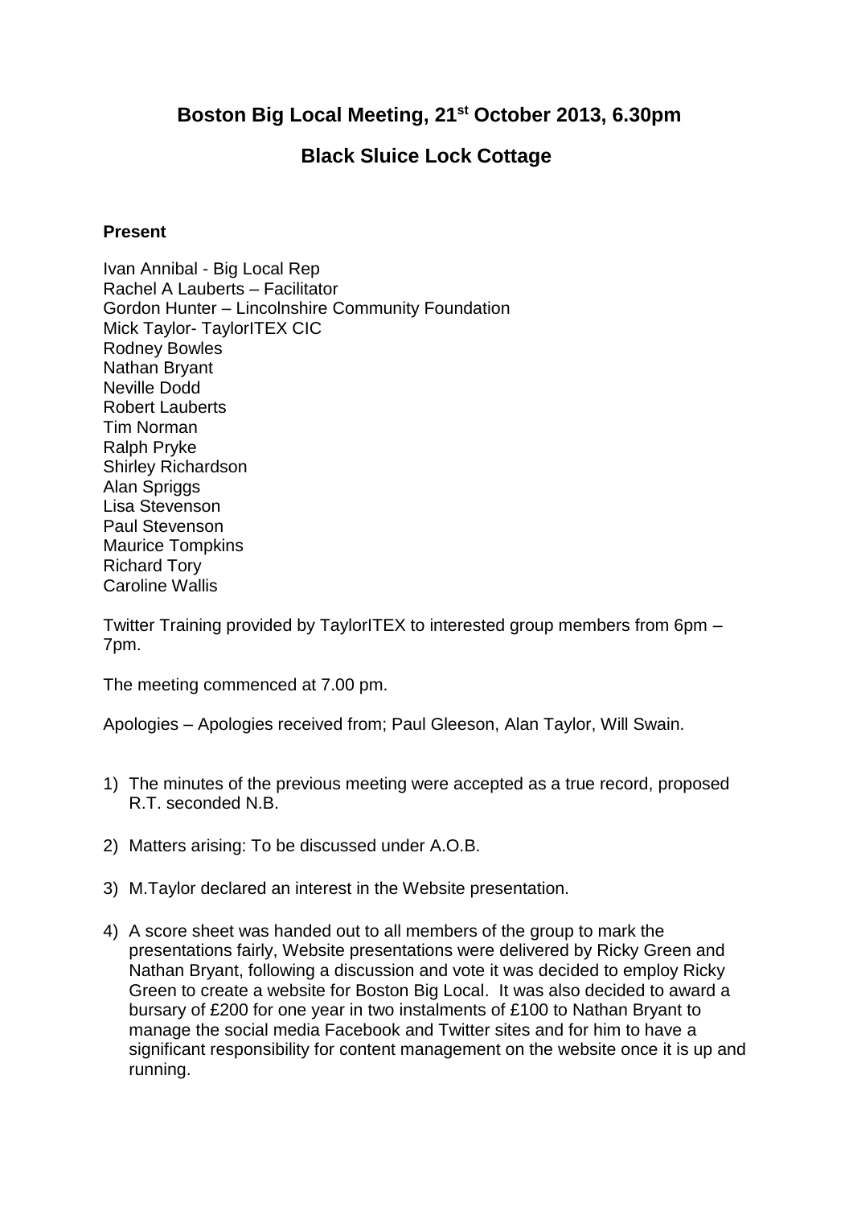# Boston Big Local Meeting, 21st October 2013, 6.30pm

## Black Sluice Lock Cottage

**Present**

Ivan Annibal - Big Local Rep
Rachel A Lauberts – Facilitator
Gordon Hunter – Lincolnshire Community Foundation
Mick Taylor- TaylorITEX CIC
Rodney Bowles
Nathan Bryant
Neville Dodd
Robert Lauberts
Tim Norman
Ralph Pryke
Shirley Richardson
Alan Spriggs
Lisa Stevenson
Paul Stevenson
Maurice Tompkins
Richard Tory
Caroline Wallis

Twitter Training provided by TaylorITEX to interested group members from 6pm – 7pm.

The meeting commenced at 7.00 pm.

Apologies – Apologies received from; Paul Gleeson, Alan Taylor, Will Swain.

1) The minutes of the previous meeting were accepted as a true record, proposed R.T. seconded N.B.

2) Matters arising: To be discussed under A.O.B.

3) M.Taylor declared an interest in the Website presentation.

4) A score sheet was handed out to all members of the group to mark the presentations fairly, Website presentations were delivered by Ricky Green and Nathan Bryant, following a discussion and vote it was decided to employ Ricky Green to create a website for Boston Big Local. It was also decided to award a bursary of £200 for one year in two instalments of £100 to Nathan Bryant to manage the social media Facebook and Twitter sites and for him to have a significant responsibility for content management on the website once it is up and running.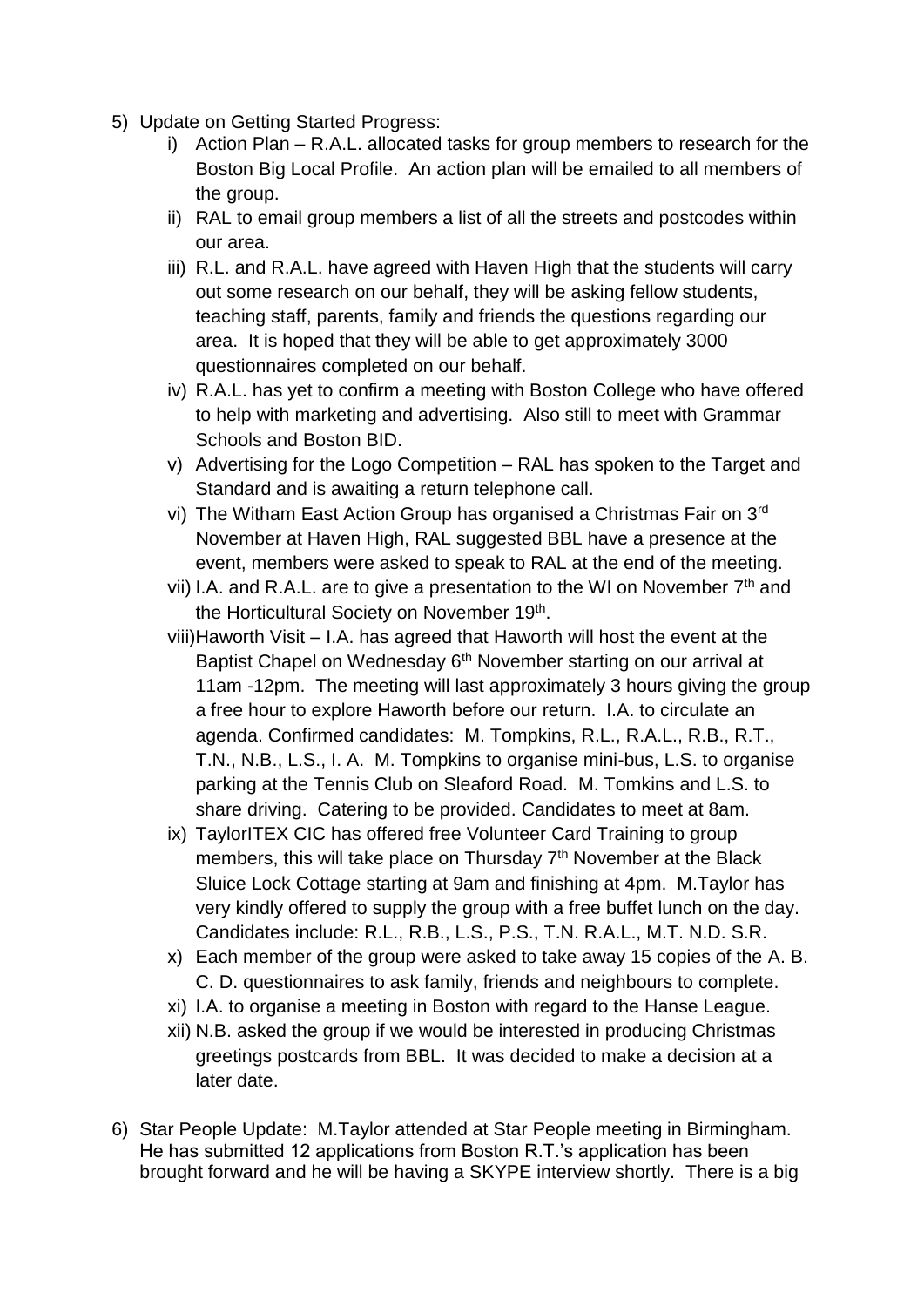5) Update on Getting Started Progress:
   i) Action Plan – R.A.L. allocated tasks for group members to research for the Boston Big Local Profile. An action plan will be emailed to all members of the group.
   ii) RAL to email group members a list of all the streets and postcodes within our area.
   iii) R.L. and R.A.L. have agreed with Haven High that the students will carry out some research on our behalf, they will be asking fellow students, teaching staff, parents, family and friends the questions regarding our area. It is hoped that they will be able to get approximately 3000 questionnaires completed on our behalf.
   iv) R.A.L. has yet to confirm a meeting with Boston College who have offered to help with marketing and advertising. Also still to meet with Grammar Schools and Boston BID.
   v) Advertising for the Logo Competition – RAL has spoken to the Target and Standard and is awaiting a return telephone call.
   vi) The Witham East Action Group has organised a Christmas Fair on 3rd November at Haven High, RAL suggested BBL have a presence at the event, members were asked to speak to RAL at the end of the meeting.
   vii) I.A. and R.A.L. are to give a presentation to the WI on November 7th and the Horticultural Society on November 19th.
   viii) Haworth Visit – I.A. has agreed that Haworth will host the event at the Baptist Chapel on Wednesday 6th November starting on our arrival at 11am -12pm. The meeting will last approximately 3 hours giving the group a free hour to explore Haworth before our return. I.A. to circulate an agenda. Confirmed candidates: M. Tompkins, R.L., R.A.L., R.B., R.T., T.N., N.B., L.S., I. A. M. Tompkins to organise mini-bus, L.S. to organise parking at the Tennis Club on Sleaford Road. M. Tomkins and L.S. to share driving. Catering to be provided. Candidates to meet at 8am.
   ix) TaylorITEX CIC has offered free Volunteer Card Training to group members, this will take place on Thursday 7th November at the Black Sluice Lock Cottage starting at 9am and finishing at 4pm. M.Taylor has very kindly offered to supply the group with a free buffet lunch on the day. Candidates include: R.L., R.B., L.S., P.S., T.N. R.A.L., M.T. N.D. S.R.
   x) Each member of the group were asked to take away 15 copies of the A. B. C. D. questionnaires to ask family, friends and neighbours to complete.
   xi) I.A. to organise a meeting in Boston with regard to the Hanse League.
   xii) N.B. asked the group if we would be interested in producing Christmas greetings postcards from BBL. It was decided to make a decision at a later date.

6) Star People Update: M.Taylor attended at Star People meeting in Birmingham. He has submitted 12 applications from Boston R.T.'s application has been brought forward and he will be having a SKYPE interview shortly. There is a big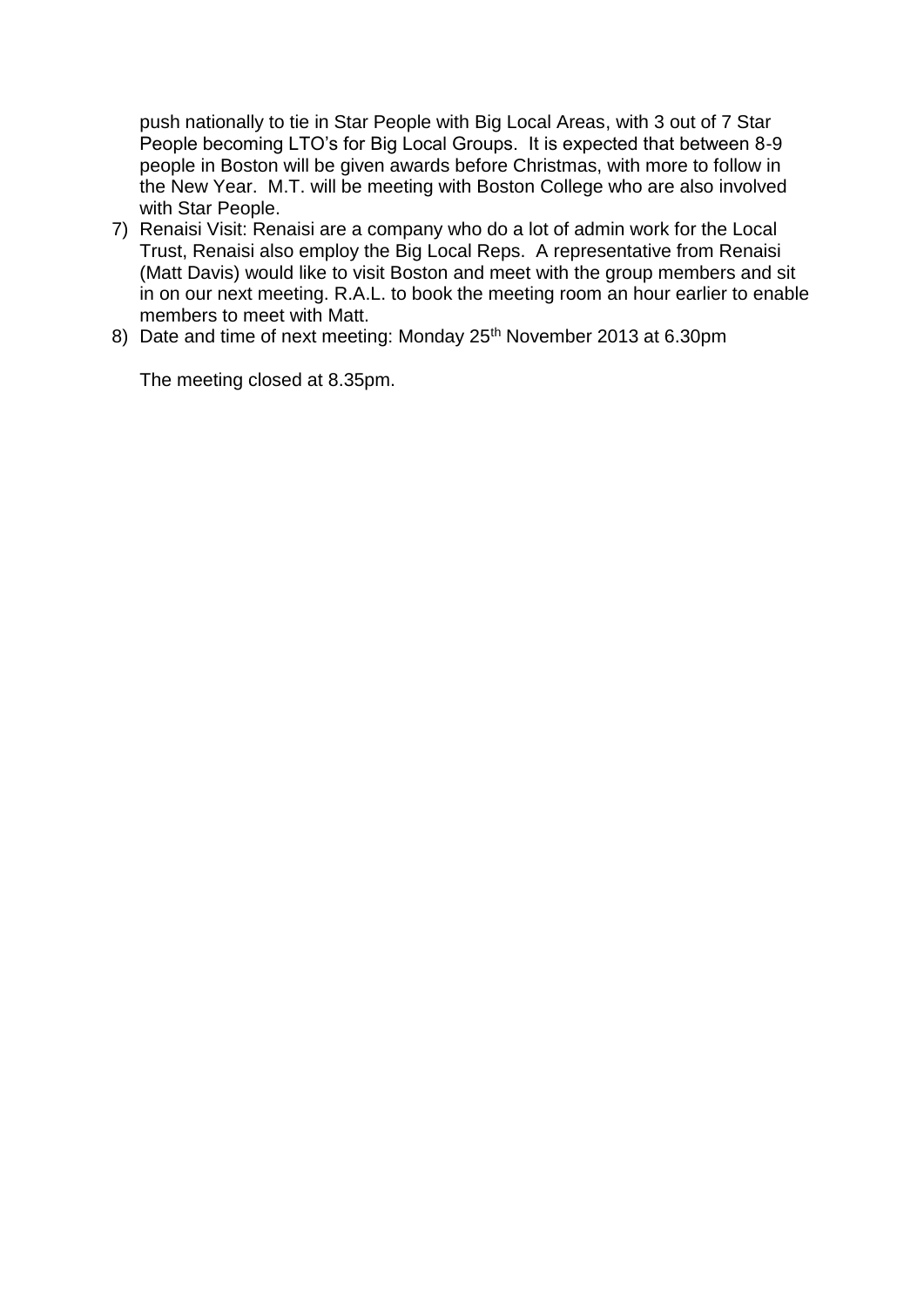push nationally to tie in Star People with Big Local Areas, with 3 out of 7 Star People becoming LTO's for Big Local Groups. It is expected that between 8-9 people in Boston will be given awards before Christmas, with more to follow in the New Year. M.T. will be meeting with Boston College who are also involved with Star People.

7) Renaisi Visit: Renaisi are a company who do a lot of admin work for the Local Trust, Renaisi also employ the Big Local Reps. A representative from Renaisi (Matt Davis) would like to visit Boston and meet with the group members and sit in on our next meeting. R.A.L. to book the meeting room an hour earlier to enable members to meet with Matt.
8) Date and time of next meeting: Monday 25th November 2013 at 6.30pm

The meeting closed at 8.35pm.